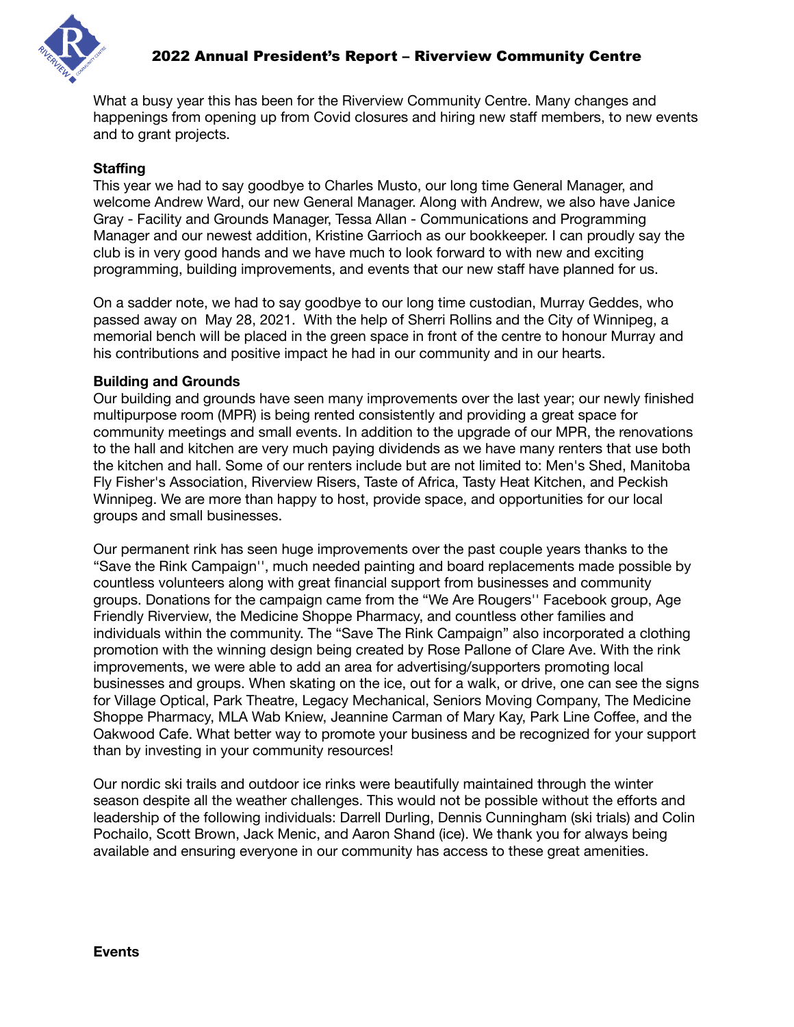# 2022 Annual President's Report – Riverview Community Centre

What a busy year this has been for the Riverview Community Centre. Many changes and happenings from opening up from Covid closures and hiring new staff members, to new events and to grant projects.

**Staffing**

This year we had to say goodbye to Charles Musto, our long time General Manager, and welcome Andrew Ward, our new General Manager. Along with Andrew, we also have Janice Gray - Facility and Grounds Manager, Tessa Allan - Communications and Programming Manager and our newest addition, Kristine Garrioch as our bookkeeper. I can proudly say the club is in very good hands and we have much to look forward to with new and exciting programming, building improvements, and events that our new staff have planned for us.

On a sadder note, we had to say goodbye to our long time custodian, Murray Geddes, who passed away on May 28, 2021. With the help of Sherri Rollins and the City of Winnipeg, a memorial bench will be placed in the green space in front of the centre to honour Murray and his contributions and positive impact he had in our community and in our hearts.

**Building and Grounds**

Our building and grounds have seen many improvements over the last year; our newly finished multipurpose room (MPR) is being rented consistently and providing a great space for community meetings and small events. In addition to the upgrade of our MPR, the renovations to the hall and kitchen are very much paying dividends as we have many renters that use both the kitchen and hall. Some of our renters include but are not limited to: Men's Shed, Manitoba Fly Fisher's Association, Riverview Risers, Taste of Africa, Tasty Heat Kitchen, and Peckish Winnipeg. We are more than happy to host, provide space, and opportunities for our local groups and small businesses.

Our permanent rink has seen huge improvements over the past couple years thanks to the "Save the Rink Campaign'', much needed painting and board replacements made possible by countless volunteers along with great financial support from businesses and community groups. Donations for the campaign came from the "We Are Rougers'' Facebook group, Age Friendly Riverview, the Medicine Shoppe Pharmacy, and countless other families and individuals within the community. The "Save The Rink Campaign" also incorporated a clothing promotion with the winning design being created by Rose Pallone of Clare Ave. With the rink improvements, we were able to add an area for advertising/supporters promoting local businesses and groups. When skating on the ice, out for a walk, or drive, one can see the signs for Village Optical, Park Theatre, Legacy Mechanical, Seniors Moving Company, The Medicine Shoppe Pharmacy, MLA Wab Kniew, Jeannine Carman of Mary Kay, Park Line Coffee, and the Oakwood Cafe. What better way to promote your business and be recognized for your support than by investing in your community resources!

Our nordic ski trails and outdoor ice rinks were beautifully maintained through the winter season despite all the weather challenges. This would not be possible without the efforts and leadership of the following individuals: Darrell Durling, Dennis Cunningham (ski trials) and Colin Pochailo, Scott Brown, Jack Menic, and Aaron Shand (ice). We thank you for always being available and ensuring everyone in our community has access to these great amenities.

**Events**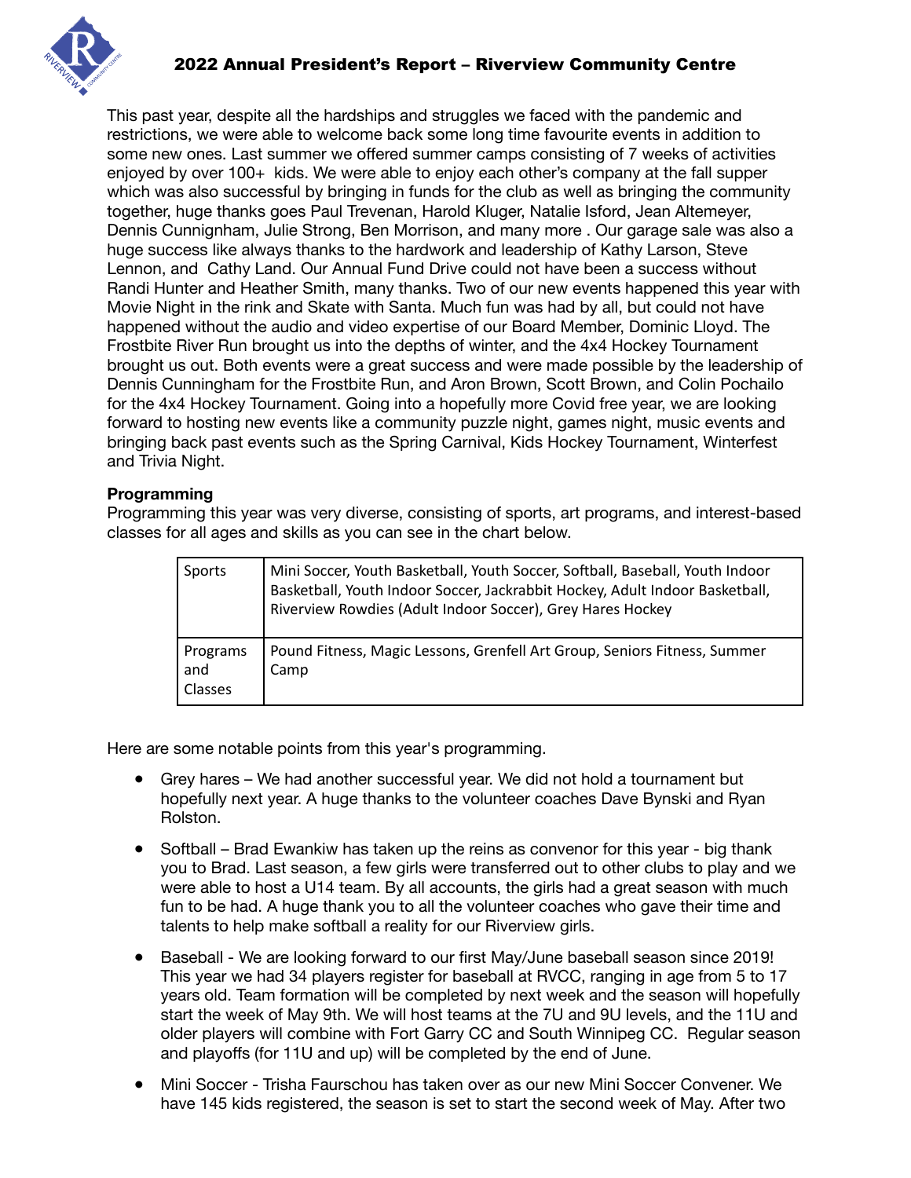# 2022 Annual President's Report – Riverview Community Centre

This past year, despite all the hardships and struggles we faced with the pandemic and restrictions, we were able to welcome back some long time favourite events in addition to some new ones. Last summer we offered summer camps consisting of 7 weeks of activities enjoyed by over 100+ kids. We were able to enjoy each other's company at the fall supper which was also successful by bringing in funds for the club as well as bringing the community together, huge thanks goes Paul Trevenan, Harold Kluger, Natalie Isford, Jean Altemeyer, Dennis Cunnignham, Julie Strong, Ben Morrison, and many more . Our garage sale was also a huge success like always thanks to the hardwork and leadership of Kathy Larson, Steve Lennon, and Cathy Land. Our Annual Fund Drive could not have been a success without Randi Hunter and Heather Smith, many thanks. Two of our new events happened this year with Movie Night in the rink and Skate with Santa. Much fun was had by all, but could not have happened without the audio and video expertise of our Board Member, Dominic Lloyd. The Frostbite River Run brought us into the depths of winter, and the 4x4 Hockey Tournament brought us out. Both events were a great success and were made possible by the leadership of Dennis Cunningham for the Frostbite Run, and Aron Brown, Scott Brown, and Colin Pochailo for the 4x4 Hockey Tournament. Going into a hopefully more Covid free year, we are looking forward to hosting new events like a community puzzle night, games night, music events and bringing back past events such as the Spring Carnival, Kids Hockey Tournament, Winterfest and Trivia Night.

**Programming**

Programming this year was very diverse, consisting of sports, art programs, and interest-based classes for all ages and skills as you can see in the chart below.

| | |
|---|---|
| Sports | Mini Soccer, Youth Basketball, Youth Soccer, Softball, Baseball, Youth Indoor Basketball, Youth Indoor Soccer, Jackrabbit Hockey, Adult Indoor Basketball, Riverview Rowdies (Adult Indoor Soccer), Grey Hares Hockey |
| Programs and Classes | Pound Fitness, Magic Lessons, Grenfell Art Group, Seniors Fitness, Summer Camp |

Here are some notable points from this year's programming.

- Grey hares – We had another successful year. We did not hold a tournament but hopefully next year. A huge thanks to the volunteer coaches Dave Bynski and Ryan Rolston.

- Softball – Brad Ewankiw has taken up the reins as convenor for this year - big thank you to Brad. Last season, a few girls were transferred out to other clubs to play and we were able to host a U14 team. By all accounts, the girls had a great season with much fun to be had. A huge thank you to all the volunteer coaches who gave their time and talents to help make softball a reality for our Riverview girls.

- Baseball - We are looking forward to our first May/June baseball season since 2019! This year we had 34 players register for baseball at RVCC, ranging in age from 5 to 17 years old. Team formation will be completed by next week and the season will hopefully start the week of May 9th. We will host teams at the 7U and 9U levels, and the 11U and older players will combine with Fort Garry CC and South Winnipeg CC. Regular season and playoffs (for 11U and up) will be completed by the end of June.

- Mini Soccer - Trisha Faurschou has taken over as our new Mini Soccer Convener. We have 145 kids registered, the season is set to start the second week of May. After two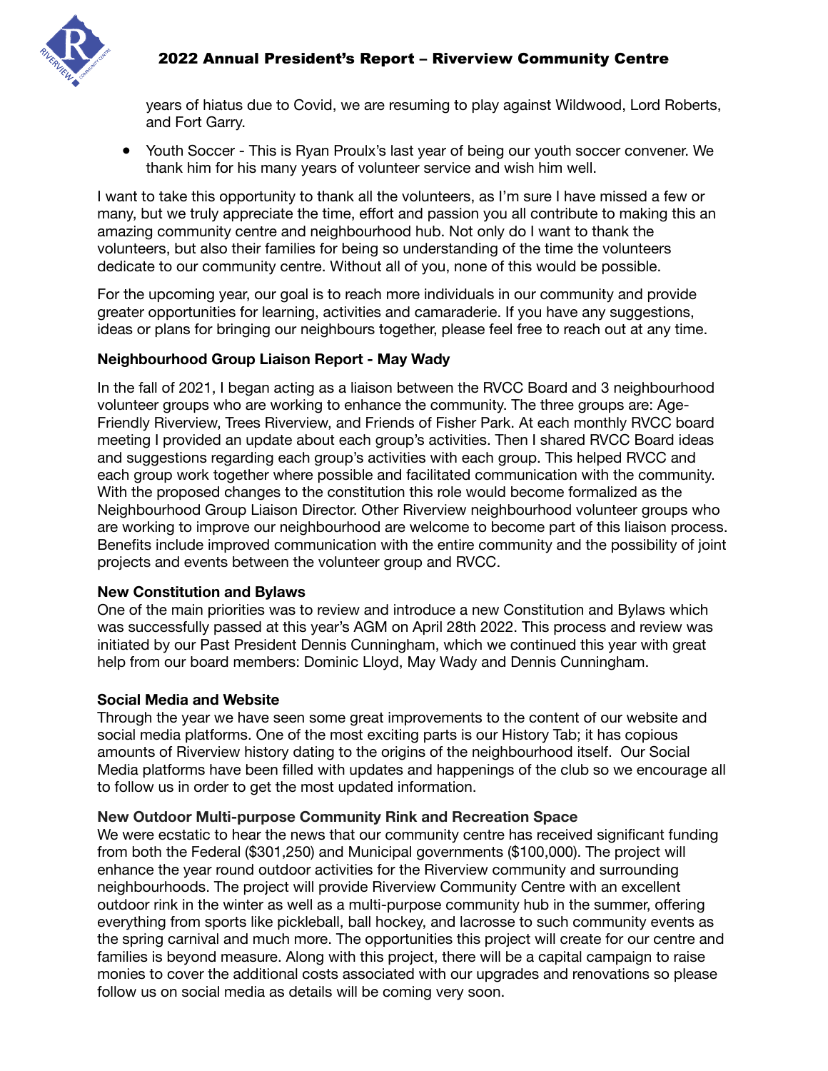years of hiatus due to Covid, we are resuming to play against Wildwood, Lord Roberts, and Fort Garry.

- Youth Soccer - This is Ryan Proulx's last year of being our youth soccer convener. We thank him for his many years of volunteer service and wish him well.

I want to take this opportunity to thank all the volunteers, as I'm sure I have missed a few or many, but we truly appreciate the time, effort and passion you all contribute to making this an amazing community centre and neighbourhood hub. Not only do I want to thank the volunteers, but also their families for being so understanding of the time the volunteers dedicate to our community centre. Without all of you, none of this would be possible.

For the upcoming year, our goal is to reach more individuals in our community and provide greater opportunities for learning, activities and camaraderie. If you have any suggestions, ideas or plans for bringing our neighbours together, please feel free to reach out at any time.

**Neighbourhood Group Liaison Report - May Wady**

In the fall of 2021, I began acting as a liaison between the RVCC Board and 3 neighbourhood volunteer groups who are working to enhance the community. The three groups are: Age-Friendly Riverview, Trees Riverview, and Friends of Fisher Park. At each monthly RVCC board meeting I provided an update about each group's activities. Then I shared RVCC Board ideas and suggestions regarding each group's activities with each group. This helped RVCC and each group work together where possible and facilitated communication with the community. With the proposed changes to the constitution this role would become formalized as the Neighbourhood Group Liaison Director. Other Riverview neighbourhood volunteer groups who are working to improve our neighbourhood are welcome to become part of this liaison process. Benefits include improved communication with the entire community and the possibility of joint projects and events between the volunteer group and RVCC.

**New Constitution and Bylaws**

One of the main priorities was to review and introduce a new Constitution and Bylaws which was successfully passed at this year's AGM on April 28th 2022. This process and review was initiated by our Past President Dennis Cunningham, which we continued this year with great help from our board members: Dominic Lloyd, May Wady and Dennis Cunningham.

**Social Media and Website**

Through the year we have seen some great improvements to the content of our website and social media platforms. One of the most exciting parts is our History Tab; it has copious amounts of Riverview history dating to the origins of the neighbourhood itself. Our Social Media platforms have been filled with updates and happenings of the club so we encourage all to follow us in order to get the most updated information.

**New Outdoor Multi-purpose Community Rink and Recreation Space**

We were ecstatic to hear the news that our community centre has received significant funding from both the Federal ($301,250) and Municipal governments ($100,000). The project will enhance the year round outdoor activities for the Riverview community and surrounding neighbourhoods. The project will provide Riverview Community Centre with an excellent outdoor rink in the winter as well as a multi-purpose community hub in the summer, offering everything from sports like pickleball, ball hockey, and lacrosse to such community events as the spring carnival and much more. The opportunities this project will create for our centre and families is beyond measure. Along with this project, there will be a capital campaign to raise monies to cover the additional costs associated with our upgrades and renovations so please follow us on social media as details will be coming very soon.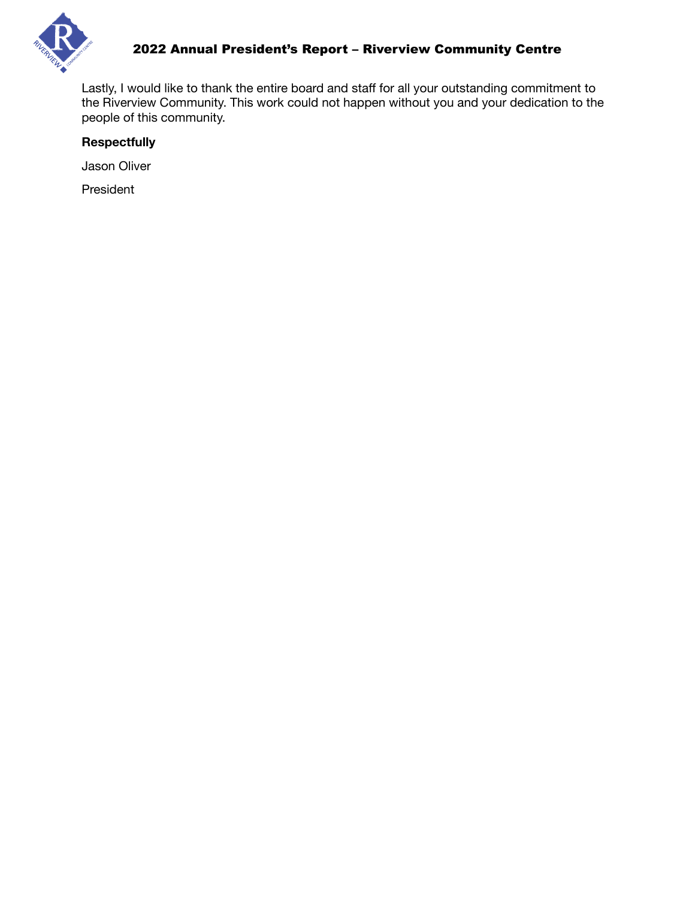Lastly, I would like to thank the entire board and staff for all your outstanding commitment to the Riverview Community. This work could not happen without you and your dedication to the people of this community.

**Respectfully**

Jason Oliver

President